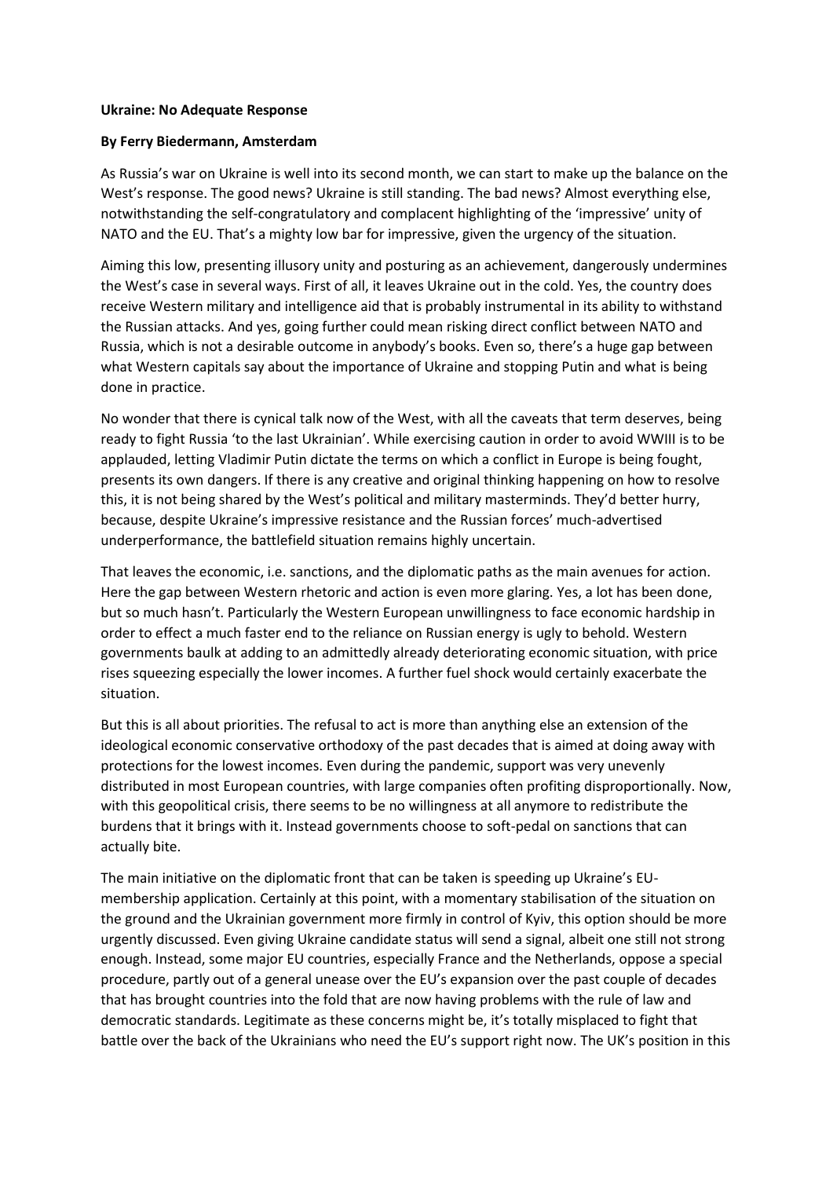**Ukraine: No Adequate Response**

**By Ferry Biedermann, Amsterdam**

As Russia's war on Ukraine is well into its second month, we can start to make up the balance on the West's response. The good news? Ukraine is still standing. The bad news? Almost everything else, notwithstanding the self-congratulatory and complacent highlighting of the 'impressive' unity of NATO and the EU. That's a mighty low bar for impressive, given the urgency of the situation.

Aiming this low, presenting illusory unity and posturing as an achievement, dangerously undermines the West's case in several ways. First of all, it leaves Ukraine out in the cold. Yes, the country does receive Western military and intelligence aid that is probably instrumental in its ability to withstand the Russian attacks. And yes, going further could mean risking direct conflict between NATO and Russia, which is not a desirable outcome in anybody's books. Even so, there's a huge gap between what Western capitals say about the importance of Ukraine and stopping Putin and what is being done in practice.

No wonder that there is cynical talk now of the West, with all the caveats that term deserves, being ready to fight Russia 'to the last Ukrainian'. While exercising caution in order to avoid WWIII is to be applauded, letting Vladimir Putin dictate the terms on which a conflict in Europe is being fought, presents its own dangers. If there is any creative and original thinking happening on how to resolve this, it is not being shared by the West's political and military masterminds. They'd better hurry, because, despite Ukraine's impressive resistance and the Russian forces' much-advertised underperformance, the battlefield situation remains highly uncertain.

That leaves the economic, i.e. sanctions, and the diplomatic paths as the main avenues for action. Here the gap between Western rhetoric and action is even more glaring. Yes, a lot has been done, but so much hasn't. Particularly the Western European unwillingness to face economic hardship in order to effect a much faster end to the reliance on Russian energy is ugly to behold. Western governments baulk at adding to an admittedly already deteriorating economic situation, with price rises squeezing especially the lower incomes. A further fuel shock would certainly exacerbate the situation.

But this is all about priorities. The refusal to act is more than anything else an extension of the ideological economic conservative orthodoxy of the past decades that is aimed at doing away with protections for the lowest incomes. Even during the pandemic, support was very unevenly distributed in most European countries, with large companies often profiting disproportionally. Now, with this geopolitical crisis, there seems to be no willingness at all anymore to redistribute the burdens that it brings with it. Instead governments choose to soft-pedal on sanctions that can actually bite.

The main initiative on the diplomatic front that can be taken is speeding up Ukraine's EU-membership application. Certainly at this point, with a momentary stabilisation of the situation on the ground and the Ukrainian government more firmly in control of Kyiv, this option should be more urgently discussed. Even giving Ukraine candidate status will send a signal, albeit one still not strong enough. Instead, some major EU countries, especially France and the Netherlands, oppose a special procedure, partly out of a general unease over the EU's expansion over the past couple of decades that has brought countries into the fold that are now having problems with the rule of law and democratic standards. Legitimate as these concerns might be, it's totally misplaced to fight that battle over the back of the Ukrainians who need the EU's support right now. The UK's position in this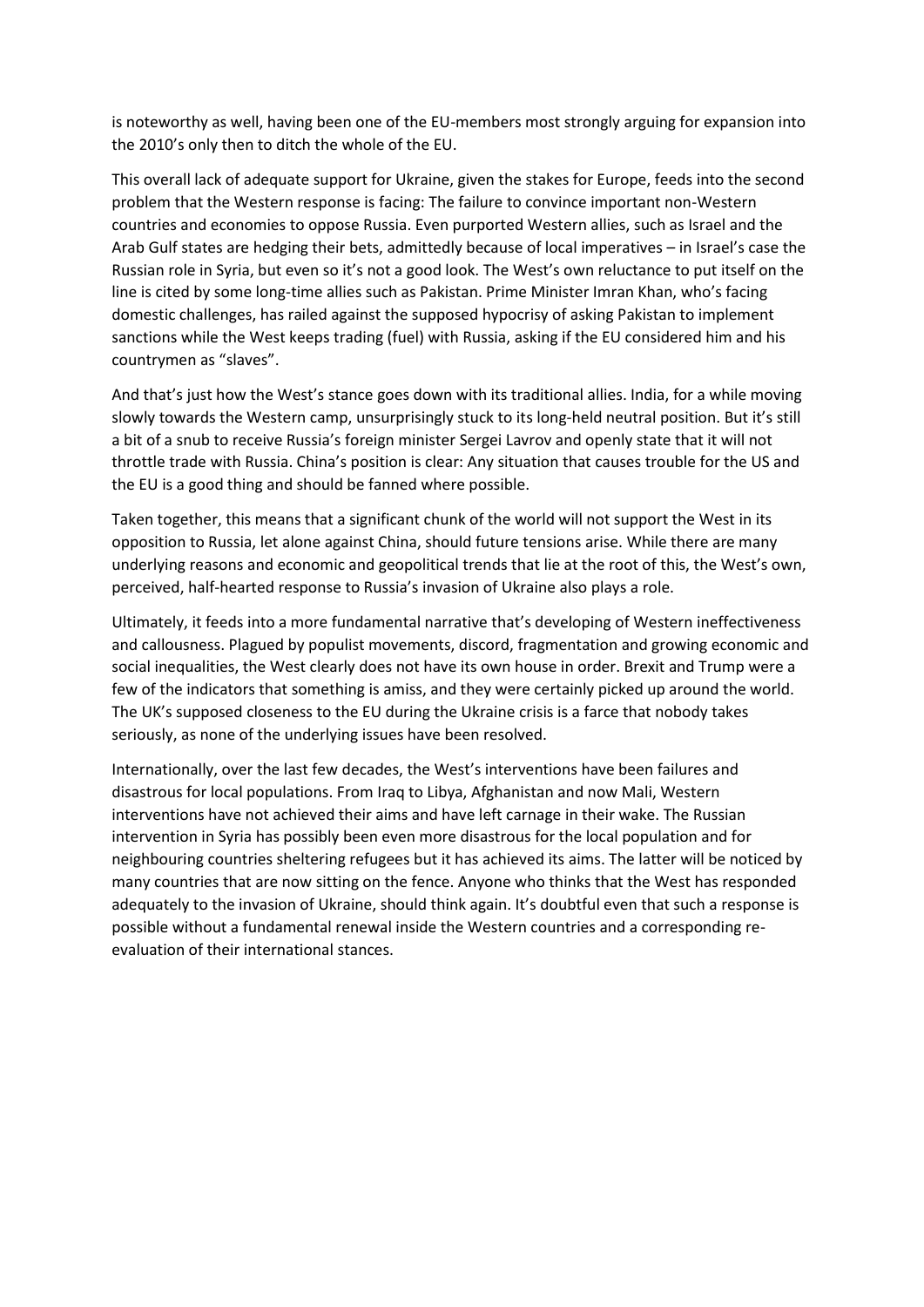is noteworthy as well, having been one of the EU-members most strongly arguing for expansion into the 2010's only then to ditch the whole of the EU.

This overall lack of adequate support for Ukraine, given the stakes for Europe, feeds into the second problem that the Western response is facing: The failure to convince important non-Western countries and economies to oppose Russia. Even purported Western allies, such as Israel and the Arab Gulf states are hedging their bets, admittedly because of local imperatives – in Israel's case the Russian role in Syria, but even so it's not a good look. The West's own reluctance to put itself on the line is cited by some long-time allies such as Pakistan. Prime Minister Imran Khan, who's facing domestic challenges, has railed against the supposed hypocrisy of asking Pakistan to implement sanctions while the West keeps trading (fuel) with Russia, asking if the EU considered him and his countrymen as "slaves".

And that's just how the West's stance goes down with its traditional allies. India, for a while moving slowly towards the Western camp, unsurprisingly stuck to its long-held neutral position. But it's still a bit of a snub to receive Russia's foreign minister Sergei Lavrov and openly state that it will not throttle trade with Russia. China's position is clear: Any situation that causes trouble for the US and the EU is a good thing and should be fanned where possible.

Taken together, this means that a significant chunk of the world will not support the West in its opposition to Russia, let alone against China, should future tensions arise. While there are many underlying reasons and economic and geopolitical trends that lie at the root of this, the West's own, perceived, half-hearted response to Russia's invasion of Ukraine also plays a role.

Ultimately, it feeds into a more fundamental narrative that's developing of Western ineffectiveness and callousness. Plagued by populist movements, discord, fragmentation and growing economic and social inequalities, the West clearly does not have its own house in order. Brexit and Trump were a few of the indicators that something is amiss, and they were certainly picked up around the world. The UK's supposed closeness to the EU during the Ukraine crisis is a farce that nobody takes seriously, as none of the underlying issues have been resolved.

Internationally, over the last few decades, the West's interventions have been failures and disastrous for local populations. From Iraq to Libya, Afghanistan and now Mali, Western interventions have not achieved their aims and have left carnage in their wake. The Russian intervention in Syria has possibly been even more disastrous for the local population and for neighbouring countries sheltering refugees but it has achieved its aims. The latter will be noticed by many countries that are now sitting on the fence. Anyone who thinks that the West has responded adequately to the invasion of Ukraine, should think again. It's doubtful even that such a response is possible without a fundamental renewal inside the Western countries and a corresponding re-evaluation of their international stances.